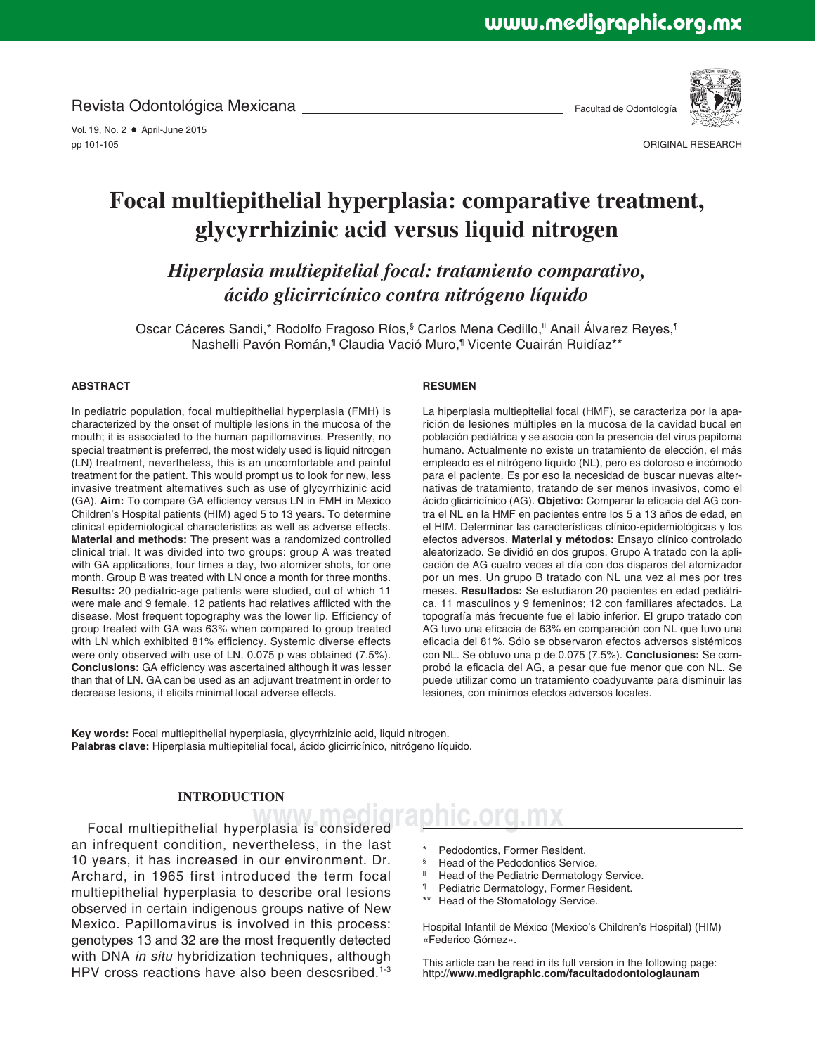ORIGINAL RESEARCH

# Focal multiepithelial hyperplasia: comparative treatment, glycyrrhizinic acid versus liquid nitrogen

## *Hiperplasia multiepitelial focal: tratamiento comparativo, ácido glicirricínico contra nitrógeno líquido*

Oscar Cáceres Sandi,* Rodolfo Fragoso Ríos,§ Carlos Mena Cedillo,‖ Anail Álvarez Reyes,¶ Nashelli Pavón Román,¶ Claudia Vació Muro,¶ Vicente Cuairán Ruidíaz**

### ABSTRACT

In pediatric population, focal multiepithelial hyperplasia (FMH) is characterized by the onset of multiple lesions in the mucosa of the mouth; it is associated to the human papillomavirus. Presently, no special treatment is preferred, the most widely used is liquid nitrogen (LN) treatment, nevertheless, this is an uncomfortable and painful treatment for the patient. This would prompt us to look for new, less invasive treatment alternatives such as use of glycyrrhizinic acid (GA). **Aim:** To compare GA efficiency versus LN in FMH in Mexico Children's Hospital (HIM) patients aged 5 to 13 years. To determine clinical epidemiological characteristics as well as adverse effects. **Material and methods:** The present was a randomized controlled clinical trial. It was divided into two groups: group A was treated with GA applications, four times a day, two atomizer shots, for one month. Group B was treated with LN once a month for three months. **Results:** 20 pediatric-age patients were studied, out of which 11 were male and 9 female. 12 patients had relatives afflicted with the disease. Most frequent topography was the lower lip. Efficiency of group treated with GA was 63% when compared to group treated with LN which exhibited 81% efficiency. Systemic diverse effects were only observed with use of LN. 0.075 p was obtained (7.5%). **Conclusions:** GA efficiency was ascertained although it was lesser than that of LN. GA can be used as an adjuvant treatment in order to decrease lesions, it elicits minimal local adverse effects.

### RESUMEN

La hiperplasia multiepitelial focal (HMF), se caracteriza por la aparición de lesiones múltiples en la mucosa de la cavidad bucal en población pediátrica y se asocia con la presencia del virus papiloma humano. Actualmente no existe un tratamiento de elección, el más empleado es el nitrógeno líquido (NL), pero es doloroso e incómodo para el paciente. Es por eso la necesidad de buscar nuevas alternativas de tratamiento, tratando de ser menos invasivos, como el ácido glicirricínico (AG). **Objetivo:** Comparar la eficacia del AG contra el NL en la HMF en pacientes entre los 5 a 13 años de edad, en el HIM. Determinar las características clínico-epidemiológicas y los efectos adversos. **Material y métodos:** Ensayo clínico controlado aleatorizado. Se dividió en dos grupos. Grupo A tratado con la aplicación de AG cuatro veces al día con dos disparos del atomizador por un mes. Un grupo B tratado con NL una vez al mes por tres meses. **Resultados:** Se estudiaron 20 pacientes en edad pediátrica, 11 masculinos y 9 femeninos; 12 con familiares afectados. La topografía más frecuente fue el labio inferior. El grupo tratado con AG tuvo una eficacia de 63% en comparación con NL que tuvo una eficacia del 81%. Sólo se observaron efectos adversos sistémicos con NL. Se obtuvo una p de 0.075 (7.5%). **Conclusiones:** Se comprobó la eficacia del AG, a pesar que fue menor que con NL. Se puede utilizar como un tratamiento coadyuvante para disminuir las lesiones, con mínimos efectos adversos locales.

**Key words:** Focal multiepithelial hyperplasia, glycyrrhizinic acid, liquid nitrogen.
**Palabras clave:** Hiperplasia multiepitelial focal, ácido glicirricínico, nitrógeno líquido.

### INTRODUCTION

Focal multiepithelial hyperplasia is considered an infrequent condition, nevertheless, in the last 10 years, it has increased in our environment. Dr. Archard, in 1965 first introduced the term focal multiepithelial hyperplasia to describe oral lesions observed in certain indigenous groups native of New Mexico. Papillomavirus is involved in this process: genotypes 13 and 32 are the most frequently detected with DNA *in situ* hybridization techniques, although HPV cross reactions have also been descsribed.[1-3]

---

\* Pedodontics, Former Resident.
§ Head of the Pedodontics Service.
‖ Head of the Pediatric Dermatology Service.
¶ Pediatric Dermatology, Former Resident.
\*\* Head of the Stomatology Service.

Hospital Infantil de México (Mexico's Children's Hospital) (HIM) «Federico Gómez».

This article can be read in its full version in the following page: http://**www.medigraphic.com/facultadodontologiaunam**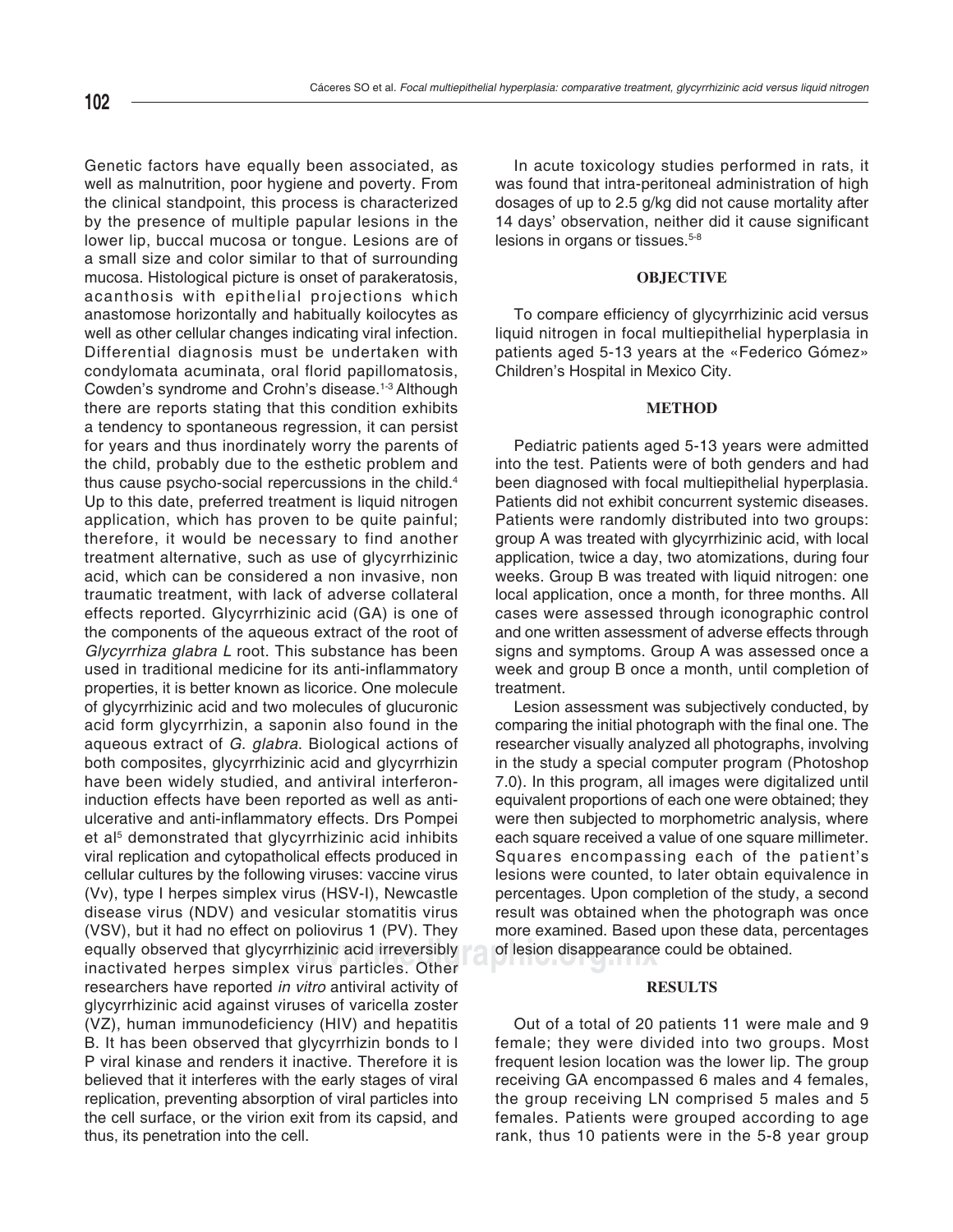Genetic factors have equally been associated, as well as malnutrition, poor hygiene and poverty. From the clinical standpoint, this process is characterized by the presence of multiple papular lesions in the lower lip, buccal mucosa or tongue. Lesions are of a small size and color similar to that of surrounding mucosa. Histological picture is onset of parakeratosis, acanthosis with epithelial projections which anastomose horizontally and habitually koilocytes as well as other cellular changes indicating viral infection. Differential diagnosis must be undertaken with condylomata acuminata, oral florid papillomatosis, Cowden's syndrome and Crohn's disease.[1-3] Although there are reports stating that this condition exhibits a tendency to spontaneous regression, it can persist for years and thus inordinately worry the parents of the child, probably due to the esthetic problem and thus cause psycho-social repercussions in the child.[4] Up to this date, preferred treatment is liquid nitrogen application, which has proven to be quite painful; therefore, it would be necessary to find another treatment alternative, such as use of glycyrrhizinic acid, which can be considered a non invasive, non traumatic treatment, with lack of adverse collateral effects reported. Glycyrrhizinic acid (GA) is one of the components of the aqueous extract of the root of *Glycyrrhiza glabra L* root. This substance has been used in traditional medicine for its anti-inflammatory properties, it is better known as licorice. One molecule of glycyrrhizinic acid and two molecules of glucuronic acid form glycyrrhizin, a saponin also found in the aqueous extract of *G. glabra*. Biological actions of both composites, glycyrrhizinic acid and glycyrrhizin have been widely studied, and antiviral interferon-induction effects have been reported as well as anti-ulcerative and anti-inflammatory effects. Drs Pompei et al[5] demonstrated that glycyrrhizinic acid inhibits viral replication and cytopatholical effects produced in cellular cultures by the following viruses: vaccine virus (Vv), type I herpes simplex virus (HSV-I), Newcastle disease virus (NDV) and vesicular stomatitis virus (VSV), but it had no effect on poliovirus 1 (PV). They equally observed that glycyrrhizinic acid irreversibly inactivated herpes simplex virus particles. Other researchers have reported *in vitro* antiviral activity of glycyrrhizinic acid against viruses of varicella zoster (VZ), human immunodeficiency (HIV) and hepatitis B. It has been observed that glycyrrhizin bonds to I P viral kinase and renders it inactive. Therefore it is believed that it interferes with the early stages of viral replication, preventing absorption of viral particles into the cell surface, or the virion exit from its capsid, and thus, its penetration into the cell.

In acute toxicology studies performed in rats, it was found that intra-peritoneal administration of high dosages of up to 2.5 g/kg did not cause mortality after 14 days' observation, neither did it cause significant lesions in organs or tissues.[5-8]

## OBJECTIVE

To compare efficiency of glycyrrhizinic acid versus liquid nitrogen in focal multiepithelial hyperplasia in patients aged 5-13 years at the «Federico Gómez» Children's Hospital in Mexico City.

## METHOD

Pediatric patients aged 5-13 years were admitted into the test. Patients were of both genders and had been diagnosed with focal multiepithelial hyperplasia. Patients did not exhibit concurrent systemic diseases. Patients were randomly distributed into two groups: group A was treated with glycyrrhizinic acid, with local application, twice a day, two atomizations, during four weeks. Group B was treated with liquid nitrogen: one local application, once a month, for three months. All cases were assessed through iconographic control and one written assessment of adverse effects through signs and symptoms. Group A was assessed once a week and group B once a month, until completion of treatment.

Lesion assessment was subjectively conducted, by comparing the initial photograph with the final one. The researcher visually analyzed all photographs, involving in the study a special computer program (Photoshop 7.0). In this program, all images were digitalized until equivalent proportions of each one were obtained; they were then subjected to morphometric analysis, where each square received a value of one square millimeter. Squares encompassing each of the patient's lesions were counted, to later obtain equivalence in percentages. Upon completion of the study, a second result was obtained when the photograph was once more examined. Based upon these data, percentages of lesion disappearance could be obtained.

## RESULTS

Out of a total of 20 patients 11 were male and 9 female; they were divided into two groups. Most frequent lesion location was the lower lip. The group receiving GA encompassed 6 males and 4 females, the group receiving LN comprised 5 males and 5 females. Patients were grouped according to age rank, thus 10 patients were in the 5-8 year group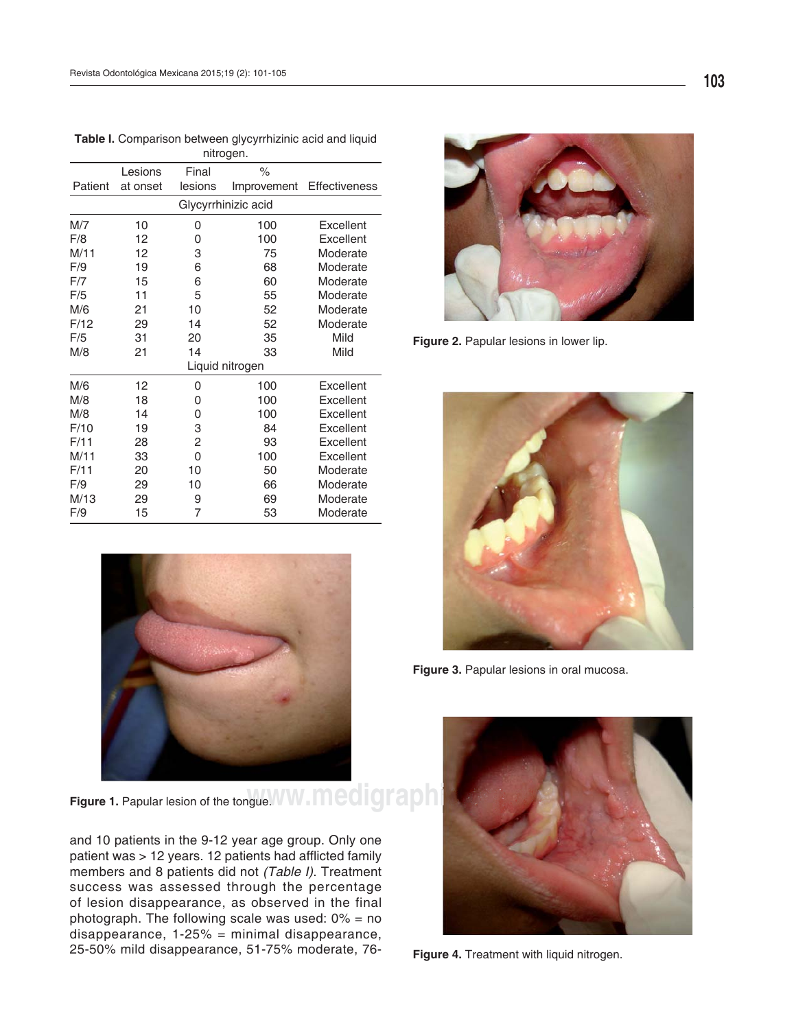**Table I.** Comparison between glycyrrhizinic acid and liquid nitrogen.

| Patient | Lesions at onset | Final lesions | % Improvement | Effectiveness |
|---|---|---|---|---|
| Glycyrrhinizic acid | | | | |
| M/7 | 10 | 0 | 100 | Excellent |
| F/8 | 12 | 0 | 100 | Excellent |
| M/11 | 12 | 3 | 75 | Moderate |
| F/9 | 19 | 6 | 68 | Moderate |
| F/7 | 15 | 6 | 60 | Moderate |
| F/5 | 11 | 5 | 55 | Moderate |
| M/6 | 21 | 10 | 52 | Moderate |
| F/12 | 29 | 14 | 52 | Moderate |
| F/5 | 31 | 20 | 35 | Mild |
| M/8 | 21 | 14 | 33 | Mild |
| Liquid nitrogen | | | | |
| M/6 | 12 | 0 | 100 | Excellent |
| M/8 | 18 | 0 | 100 | Excellent |
| M/8 | 14 | 0 | 100 | Excellent |
| F/10 | 19 | 3 | 84 | Excellent |
| F/11 | 28 | 2 | 93 | Excellent |
| M/11 | 33 | 0 | 100 | Excellent |
| F/11 | 20 | 10 | 50 | Moderate |
| F/9 | 29 | 10 | 66 | Moderate |
| M/13 | 29 | 9 | 69 | Moderate |
| F/9 | 15 | 7 | 53 | Moderate |

**Figure 1.** Papular lesion of the tongue.

and 10 patients in the 9-12 year age group. Only one patient was > 12 years. 12 patients had afflicted family members and 8 patients did not *(Table I)*. Treatment success was assessed through the percentage of lesion disappearance, as observed in the final photograph. The following scale was used: 0% = no disappearance, 1-25% = minimal disappearance, 25-50% mild disappearance, 51-75% moderate, 76-

**Figure 2.** Papular lesions in lower lip.

**Figure 3.** Papular lesions in oral mucosa.

**Figure 4.** Treatment with liquid nitrogen.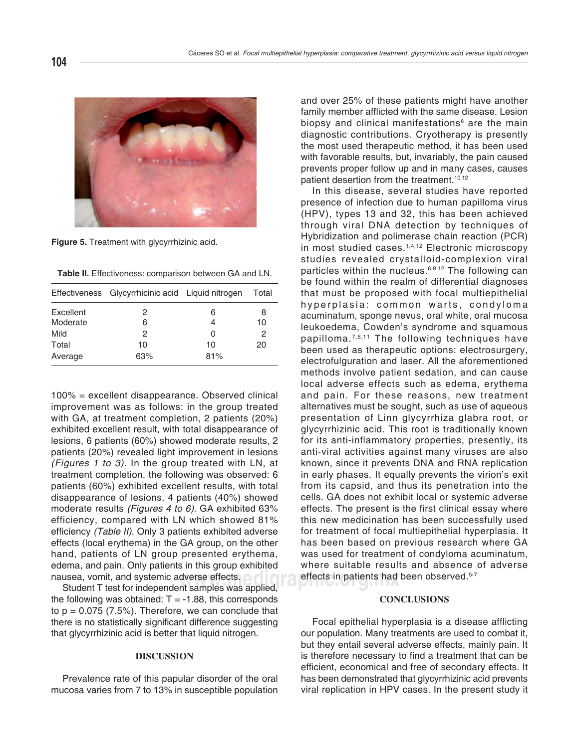Figure 5. Treatment with glycyrrhizinic acid.

**Table II.** Effectiveness: comparison between GA and LN.

| Effectiveness | Glycyrrhicinic acid | Liquid nitrogen | Total |
|---|---|---|---|
| Excellent | 2 | 6 | 8 |
| Moderate | 6 | 4 | 10 |
| Mild | 2 | 0 | 2 |
| Total | 10 | 10 | 20 |
| Average | 63% | 81% | |

100% = excellent disappearance. Observed clinical improvement was as follows: in the group treated with GA, at treatment completion, 2 patients (20%) exhibited excellent result, with total disappearance of lesions, 6 patients (60%) showed moderate results, 2 patients (20%) revealed light improvement in lesions *(Figures 1 to 3)*. In the group treated with LN, at treatment completion, the following was observed: 6 patients (60%) exhibited excellent results, with total disappearance of lesions, 4 patients (40%) showed moderate results *(Figures 4 to 6)*. GA exhibited 63% efficiency, compared with LN which showed 81% efficiency *(Table II)*. Only 3 patients exhibited adverse effects (local erythema) in the GA group, on the other hand, patients of LN group presented erythema, edema, and pain. Only patients in this group exhibited nausea, vomit, and systemic adverse effects.

Student T test for independent samples was applied, the following was obtained: $T = -1.88$, this corresponds to $p = 0.075$ (7.5%). Therefore, we can conclude that there is no statistically significant difference suggesting that glycyrrhizinic acid is better that liquid nitrogen.

## DISCUSSION

Prevalence rate of this papular disorder of the oral mucosa varies from 7 to 13% in susceptible population and over 25% of these patients might have another family member afflicted with the same disease. Lesion biopsy and clinical manifestations[8] are the main diagnostic contributions. Cryotherapy is presently the most used therapeutic method, it has been used with favorable results, but, invariably, the pain caused prevents proper follow up and in many cases, causes patient desertion from the treatment.[10,12]

In this disease, several studies have reported presence of infection due to human papilloma virus (HPV), types 13 and 32, this has been achieved through viral DNA detection by techniques of Hybridization and polimerase chain reaction (PCR) in most studied cases.[1,4,12] Electronic microscopy studies revealed crystalloid-complexion viral particles within the nucleus.[6,9,12] The following can be found within the realm of differential diagnoses that must be proposed with focal multiepithelial hyperplasia: common warts, condyloma acuminatum, sponge nevus, oral white, oral mucosa leukoedema, Cowden's syndrome and squamous papilloma.[7,6,11] The following techniques have been used as therapeutic options: electrosurgery, electrofulguration and laser. All the aforementioned methods involve patient sedation, and can cause local adverse effects such as edema, erythema and pain. For these reasons, new treatment alternatives must be sought, such as use of aqueous presentation of Linn glycyrrhiza glabra root, or glycyrrhizinic acid. This root is traditionally known for its anti-inflammatory properties, presently, its anti-viral activities against many viruses are also known, since it prevents DNA and RNA replication in early phases. It equally prevents the virion's exit from its capsid, and thus its penetration into the cells. GA does not exhibit local or systemic adverse effects. The present is the first clinical essay where this new medicination has been successfully used for treatment of focal multiepithelial hyperplasia. It has been based on previous research where GA was used for treatment of condyloma acuminatum, where suitable results and absence of adverse effects in patients had been observed.[5-7]

## CONCLUSIONS

Focal epithelial hyperplasia is a disease afflicting our population. Many treatments are used to combat it, but they entail several adverse effects, mainly pain. It is therefore necessary to find a treatment that can be efficient, economical and free of secondary effects. It has been demonstrated that glycyrrhizinic acid prevents viral replication in HPV cases. In the present study it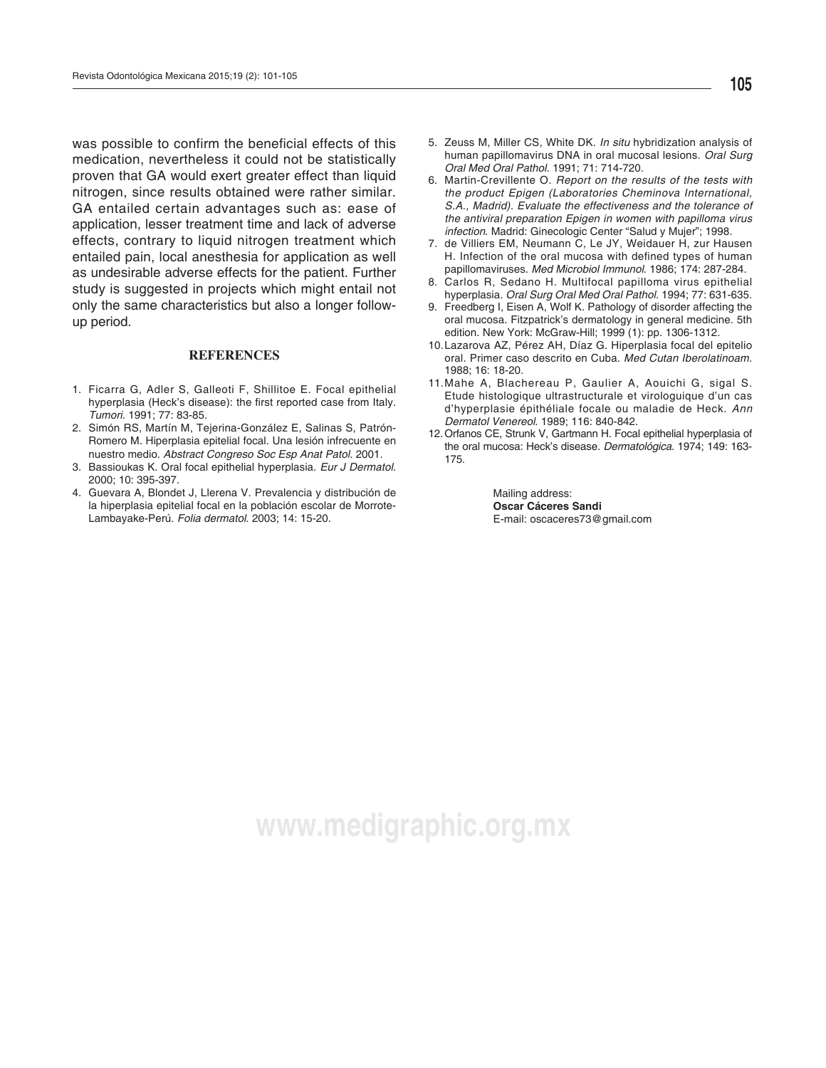was possible to confirm the beneficial effects of this medication, nevertheless it could not be statistically proven that GA would exert greater effect than liquid nitrogen, since results obtained were rather similar. GA entailed certain advantages such as: ease of application, lesser treatment time and lack of adverse effects, contrary to liquid nitrogen treatment which entailed pain, local anesthesia for application as well as undesirable adverse effects for the patient. Further study is suggested in projects which might entail not only the same characteristics but also a longer follow-up period.

## REFERENCES

1. Ficarra G, Adler S, Galleoti F, Shillitoe E. Focal epithelial hyperplasia (Heck's disease): the first reported case from Italy. *Tumori*. 1991; 77: 83-85.
2. Simón RS, Martín M, Tejerina-González E, Salinas S, Patrón-Romero M. Hiperplasia epitelial focal. Una lesión infrecuente en nuestro medio. *Abstract Congreso Soc Esp Anat Patol*. 2001.
3. Bassioukas K. Oral focal epithelial hyperplasia. *Eur J Dermatol*. 2000; 10: 395-397.
4. Guevara A, Blondet J, Llerena V. Prevalencia y distribución de la hiperplasia epitelial focal en la población escolar de Morrote-Lambayake-Perú. *Folia dermatol*. 2003; 14: 15-20.
5. Zeuss M, Miller CS, White DK. *In situ* hybridization analysis of human papillomavirus DNA in oral mucosal lesions. *Oral Surg Oral Med Oral Pathol*. 1991; 71: 714-720.
6. Martin-Crevillente O. *Report on the results of the tests with the product Epigen (Laboratories Cheminova International, S.A., Madrid). Evaluate the effectiveness and the tolerance of the antiviral preparation Epigen in women with papilloma virus infection*. Madrid: Ginecologic Center "Salud y Mujer"; 1998.
7. de Villiers EM, Neumann C, Le JY, Weidauer H, zur Hausen H. Infection of the oral mucosa with defined types of human papillomaviruses. *Med Microbiol Immunol*. 1986; 174: 287-284.
8. Carlos R, Sedano H. Multifocal papilloma virus epithelial hyperplasia. *Oral Surg Oral Med Oral Pathol*. 1994; 77: 631-635.
9. Freedberg I, Eisen A, Wolf K. Pathology of disorder affecting the oral mucosa. Fitzpatrick's dermatology in general medicine. 5th edition. New York: McGraw-Hill; 1999 (1): pp. 1306-1312.
10. Lazarova AZ, Pérez AH, Díaz G. Hiperplasia focal del epitelio oral. Primer caso descrito en Cuba. *Med Cutan Iberolatinoam*. 1988; 16: 18-20.
11. Mahe A, Blachereau P, Gaulier A, Aouichi G, sigal S. Etude histologique ultrastructurale et virologuique d'un cas d'hyperplasie épithéliale focale ou maladie de Heck. *Ann Dermatol Venereol*. 1989; 116: 840-842.
12. Orfanos CE, Strunk V, Gartmann H. Focal epithelial hyperplasia of the oral mucosa: Heck's disease. *Dermatológica*. 1974; 149: 163-175.

Mailing address:
**Oscar Cáceres Sandi**
E-mail: oscaceres73@gmail.com

www.medigraphic.org.mx